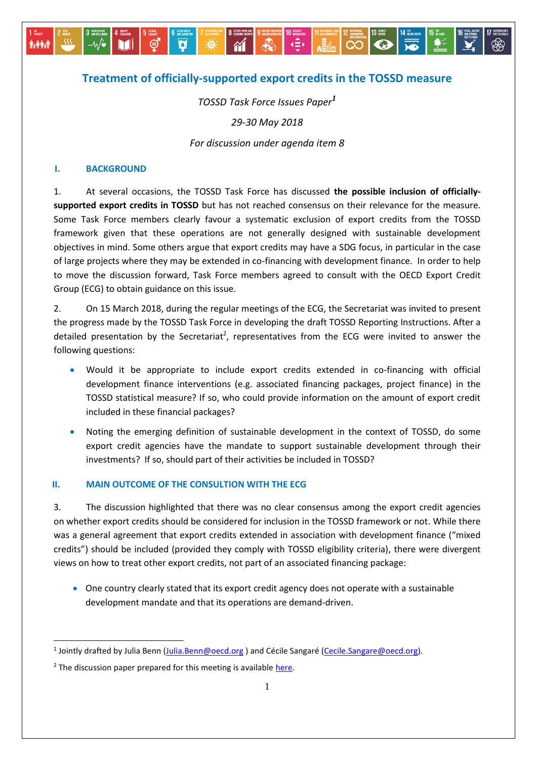# Treatment of officially-supported export credits in the TOSSD measure

*TOSSD Task Force Issues Paper*[1]

*29-30 May 2018*

*For discussion under agenda item 8*

## I. BACKGROUND

1. At several occasions, the TOSSD Task Force has discussed **the possible inclusion of officially-supported export credits in TOSSD** but has not reached consensus on their relevance for the measure. Some Task Force members clearly favour a systematic exclusion of export credits from the TOSSD framework given that these operations are not generally designed with sustainable development objectives in mind. Some others argue that export credits may have a SDG focus, in particular in the case of large projects where they may be extended in co-financing with development finance. In order to help to move the discussion forward, Task Force members agreed to consult with the OECD Export Credit Group (ECG) to obtain guidance on this issue.

2. On 15 March 2018, during the regular meetings of the ECG, the Secretariat was invited to present the progress made by the TOSSD Task Force in developing the draft TOSSD Reporting Instructions. After a detailed presentation by the Secretariat[2], representatives from the ECG were invited to answer the following questions:

- Would it be appropriate to include export credits extended in co-financing with official development finance interventions (e.g. associated financing packages, project finance) in the TOSSD statistical measure? If so, who could provide information on the amount of export credit included in these financial packages?
- Noting the emerging definition of sustainable development in the context of TOSSD, do some export credit agencies have the mandate to support sustainable development through their investments? If so, should part of their activities be included in TOSSD?

## II. MAIN OUTCOME OF THE CONSULTION WITH THE ECG

3. The discussion highlighted that there was no clear consensus among the export credit agencies on whether export credits should be considered for inclusion in the TOSSD framework or not. While there was a general agreement that export credits extended in association with development finance ("mixed credits") should be included (provided they comply with TOSSD eligibility criteria), there were divergent views on how to treat other export credits, not part of an associated financing package:

- One country clearly stated that its export credit agency does not operate with a sustainable development mandate and that its operations are demand-driven.

---

[1] Jointly drafted by Julia Benn (Julia.Benn@oecd.org ) and Cécile Sangaré (Cecile.Sangare@oecd.org).

[2] The discussion paper prepared for this meeting is available here.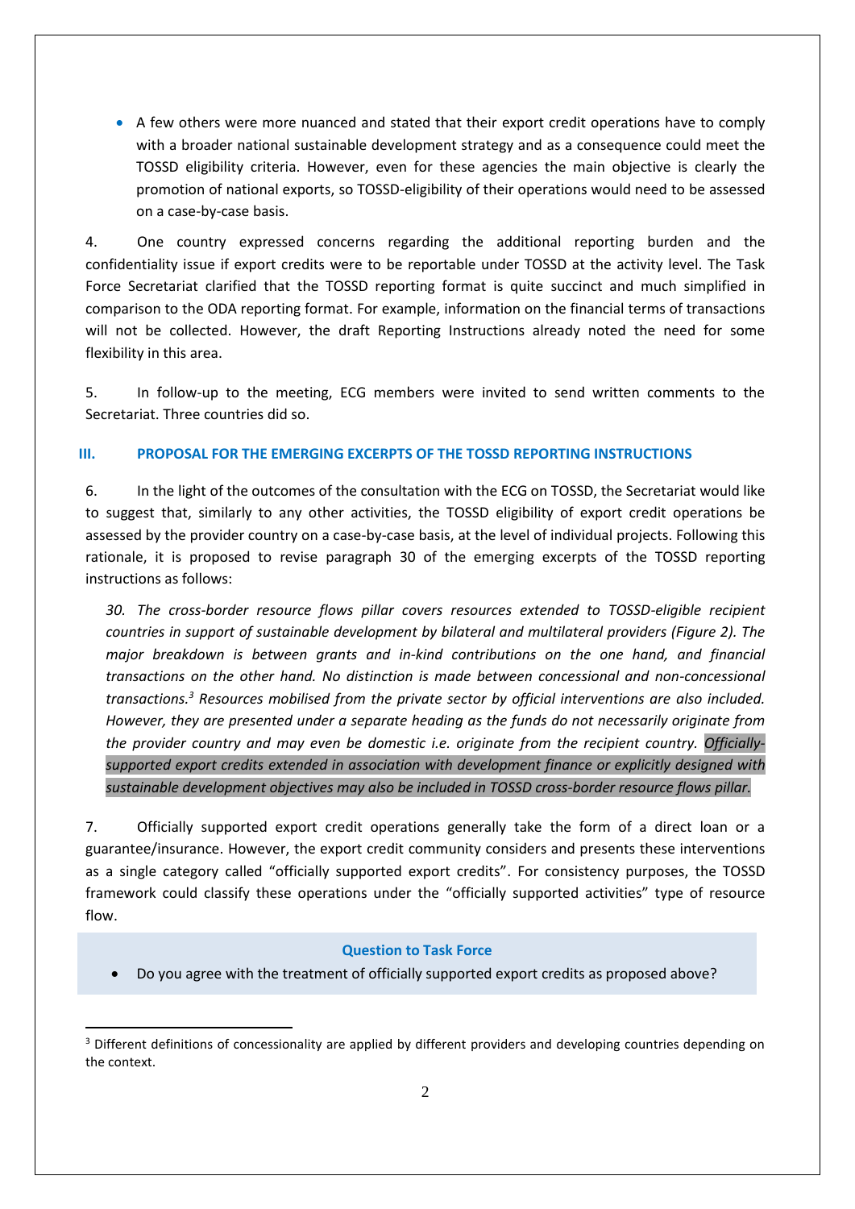- A few others were more nuanced and stated that their export credit operations have to comply with a broader national sustainable development strategy and as a consequence could meet the TOSSD eligibility criteria. However, even for these agencies the main objective is clearly the promotion of national exports, so TOSSD-eligibility of their operations would need to be assessed on a case-by-case basis.

4. One country expressed concerns regarding the additional reporting burden and the confidentiality issue if export credits were to be reportable under TOSSD at the activity level. The Task Force Secretariat clarified that the TOSSD reporting format is quite succinct and much simplified in comparison to the ODA reporting format. For example, information on the financial terms of transactions will not be collected. However, the draft Reporting Instructions already noted the need for some flexibility in this area.

5. In follow-up to the meeting, ECG members were invited to send written comments to the Secretariat. Three countries did so.

### III. PROPOSAL FOR THE EMERGING EXCERPTS OF THE TOSSD REPORTING INSTRUCTIONS

6. In the light of the outcomes of the consultation with the ECG on TOSSD, the Secretariat would like to suggest that, similarly to any other activities, the TOSSD eligibility of export credit operations be assessed by the provider country on a case-by-case basis, at the level of individual projects. Following this rationale, it is proposed to revise paragraph 30 of the emerging excerpts of the TOSSD reporting instructions as follows:

> *30. The cross-border resource flows pillar covers resources extended to TOSSD-eligible recipient countries in support of sustainable development by bilateral and multilateral providers (Figure 2). The major breakdown is between grants and in-kind contributions on the one hand, and financial transactions on the other hand. No distinction is made between concessional and non-concessional transactions.[3] Resources mobilised from the private sector by official interventions are also included. However, they are presented under a separate heading as the funds do not necessarily originate from the provider country and may even be domestic i.e. originate from the recipient country. Officially-supported export credits extended in association with development finance or explicitly designed with sustainable development objectives may also be included in TOSSD cross-border resource flows pillar.*

7. Officially supported export credit operations generally take the form of a direct loan or a guarantee/insurance. However, the export credit community considers and presents these interventions as a single category called "officially supported export credits". For consistency purposes, the TOSSD framework could classify these operations under the "officially supported activities" type of resource flow.

**Question to Task Force**

- Do you agree with the treatment of officially supported export credits as proposed above?

[3] Different definitions of concessionality are applied by different providers and developing countries depending on the context.